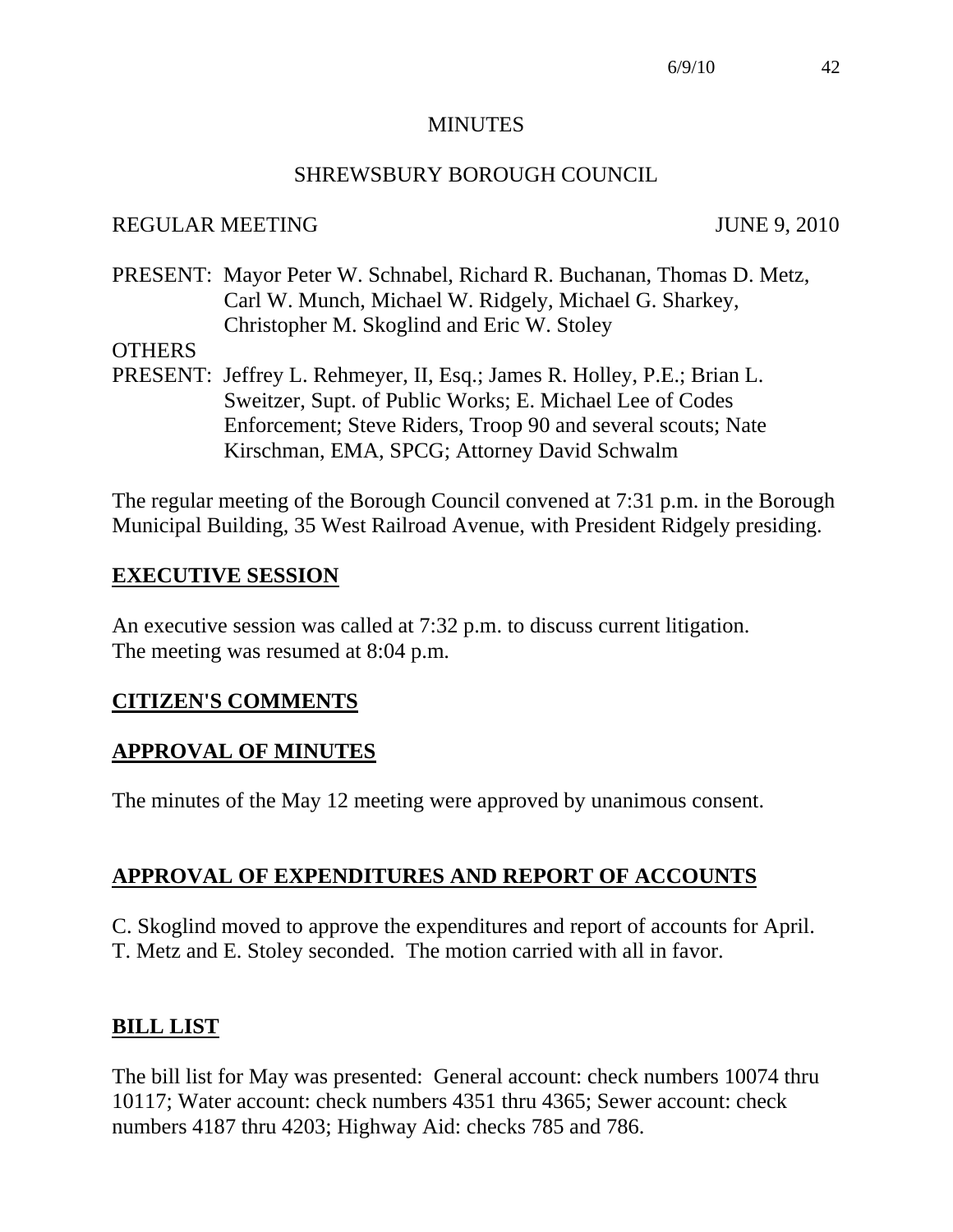# MINUTES

## SHREWSBURY BOROUGH COUNCIL

REGULAR MEETING JUNE 9, 2010

PRESENT: Mayor Peter W. Schnabel, Richard R. Buchanan, Thomas D. Metz, Carl W. Munch, Michael W. Ridgely, Michael G. Sharkey, Christopher M. Skoglind and Eric W. Stoley

OTHERS
PRESENT: Jeffrey L. Rehmeyer, II, Esq.; James R. Holley, P.E.; Brian L. Sweitzer, Supt. of Public Works; E. Michael Lee of Codes Enforcement; Steve Riders, Troop 90 and several scouts; Nate Kirschman, EMA, SPCG; Attorney David Schwalm

The regular meeting of the Borough Council convened at 7:31 p.m. in the Borough Municipal Building, 35 West Railroad Avenue, with President Ridgely presiding.

## EXECUTIVE SESSION

An executive session was called at 7:32 p.m. to discuss current litigation. The meeting was resumed at 8:04 p.m.

## CITIZEN'S COMMENTS

## APPROVAL OF MINUTES

The minutes of the May 12 meeting were approved by unanimous consent.

## APPROVAL OF EXPENDITURES AND REPORT OF ACCOUNTS

C. Skoglind moved to approve the expenditures and report of accounts for April. T. Metz and E. Stoley seconded. The motion carried with all in favor.

## BILL LIST

The bill list for May was presented: General account: check numbers 10074 thru 10117; Water account: check numbers 4351 thru 4365; Sewer account: check numbers 4187 thru 4203; Highway Aid: checks 785 and 786.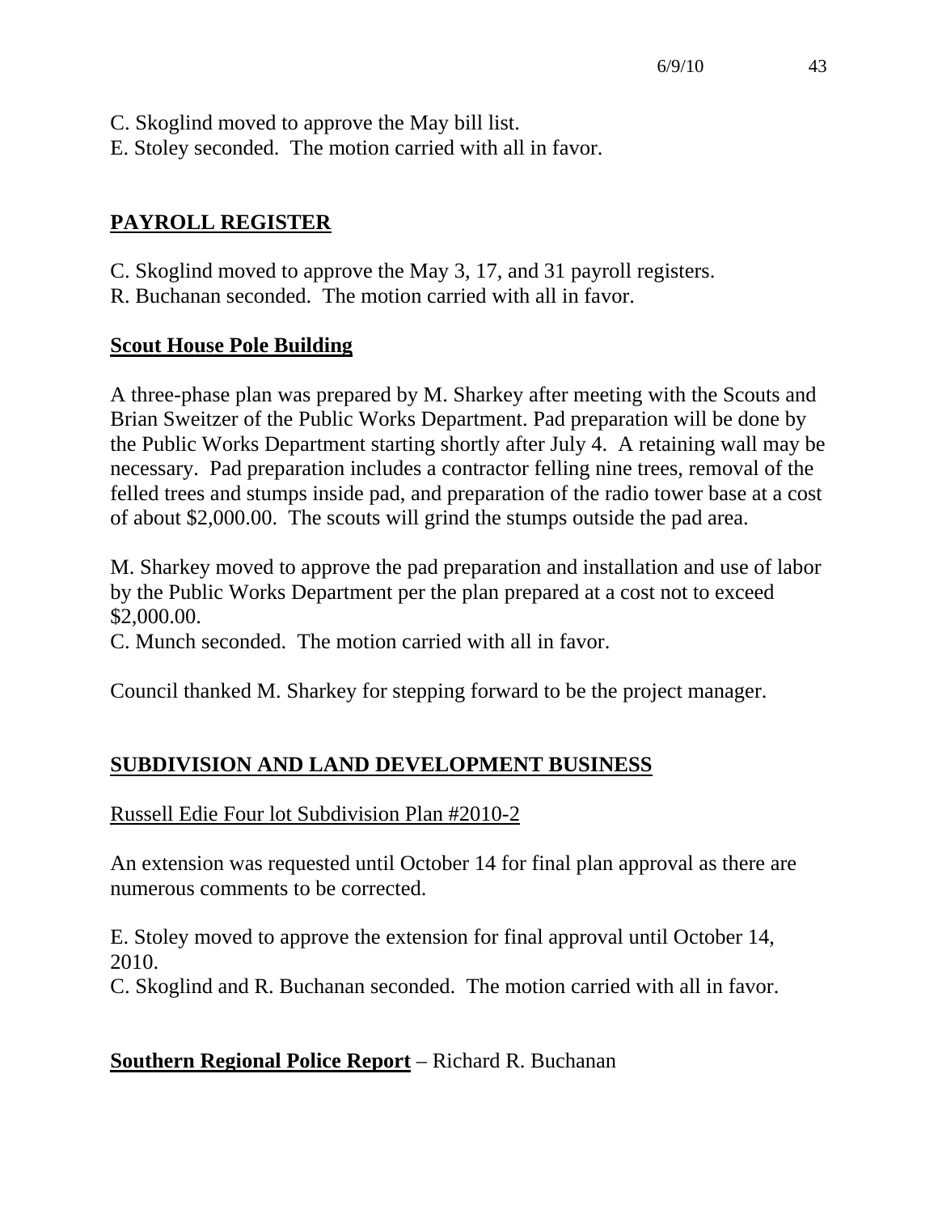C. Skoglind moved to approve the May bill list.
E. Stoley seconded. The motion carried with all in favor.

## **PAYROLL REGISTER**

C. Skoglind moved to approve the May 3, 17, and 31 payroll registers.
R. Buchanan seconded. The motion carried with all in favor.

### **Scout House Pole Building**

A three-phase plan was prepared by M. Sharkey after meeting with the Scouts and Brian Sweitzer of the Public Works Department. Pad preparation will be done by the Public Works Department starting shortly after July 4. A retaining wall may be necessary. Pad preparation includes a contractor felling nine trees, removal of the felled trees and stumps inside pad, and preparation of the radio tower base at a cost of about $2,000.00. The scouts will grind the stumps outside the pad area.

M. Sharkey moved to approve the pad preparation and installation and use of labor by the Public Works Department per the plan prepared at a cost not to exceed $2,000.00.
C. Munch seconded. The motion carried with all in favor.

Council thanked M. Sharkey for stepping forward to be the project manager.

## **SUBDIVISION AND LAND DEVELOPMENT BUSINESS**

Russell Edie Four lot Subdivision Plan #2010-2

An extension was requested until October 14 for final plan approval as there are numerous comments to be corrected.

E. Stoley moved to approve the extension for final approval until October 14, 2010.
C. Skoglind and R. Buchanan seconded. The motion carried with all in favor.

**Southern Regional Police Report** – Richard R. Buchanan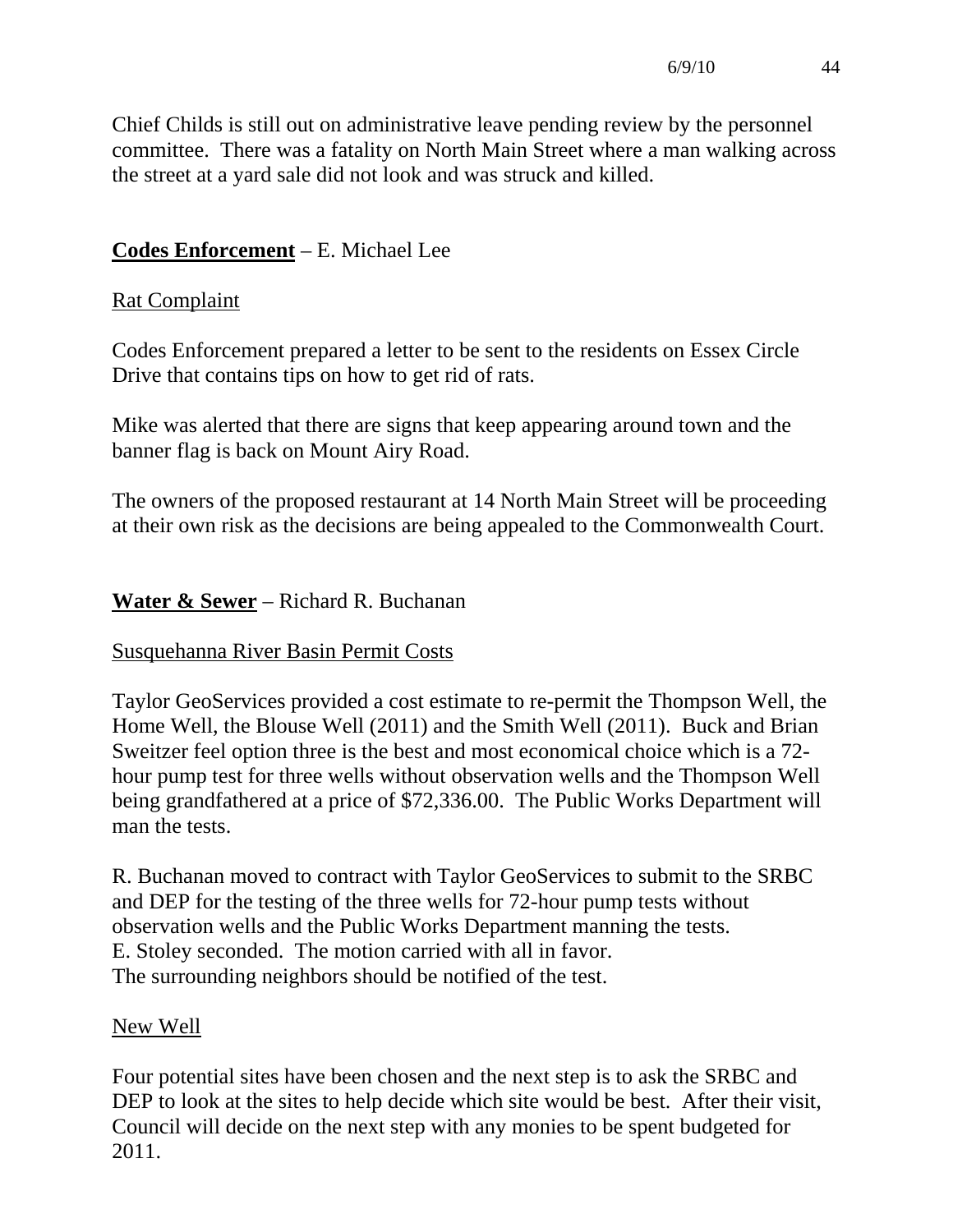Chief Childs is still out on administrative leave pending review by the personnel committee. There was a fatality on North Main Street where a man walking across the street at a yard sale did not look and was struck and killed.

**<u>Codes Enforcement</u>** – E. Michael Lee

<u>Rat Complaint</u>

Codes Enforcement prepared a letter to be sent to the residents on Essex Circle Drive that contains tips on how to get rid of rats.

Mike was alerted that there are signs that keep appearing around town and the banner flag is back on Mount Airy Road.

The owners of the proposed restaurant at 14 North Main Street will be proceeding at their own risk as the decisions are being appealed to the Commonwealth Court.

**<u>Water & Sewer</u>** – Richard R. Buchanan

<u>Susquehanna River Basin Permit Costs</u>

Taylor GeoServices provided a cost estimate to re-permit the Thompson Well, the Home Well, the Blouse Well (2011) and the Smith Well (2011). Buck and Brian Sweitzer feel option three is the best and most economical choice which is a 72-hour pump test for three wells without observation wells and the Thompson Well being grandfathered at a price of $72,336.00. The Public Works Department will man the tests.

R. Buchanan moved to contract with Taylor GeoServices to submit to the SRBC and DEP for the testing of the three wells for 72-hour pump tests without observation wells and the Public Works Department manning the tests.
E. Stoley seconded. The motion carried with all in favor.
The surrounding neighbors should be notified of the test.

<u>New Well</u>

Four potential sites have been chosen and the next step is to ask the SRBC and DEP to look at the sites to help decide which site would be best. After their visit, Council will decide on the next step with any monies to be spent budgeted for 2011.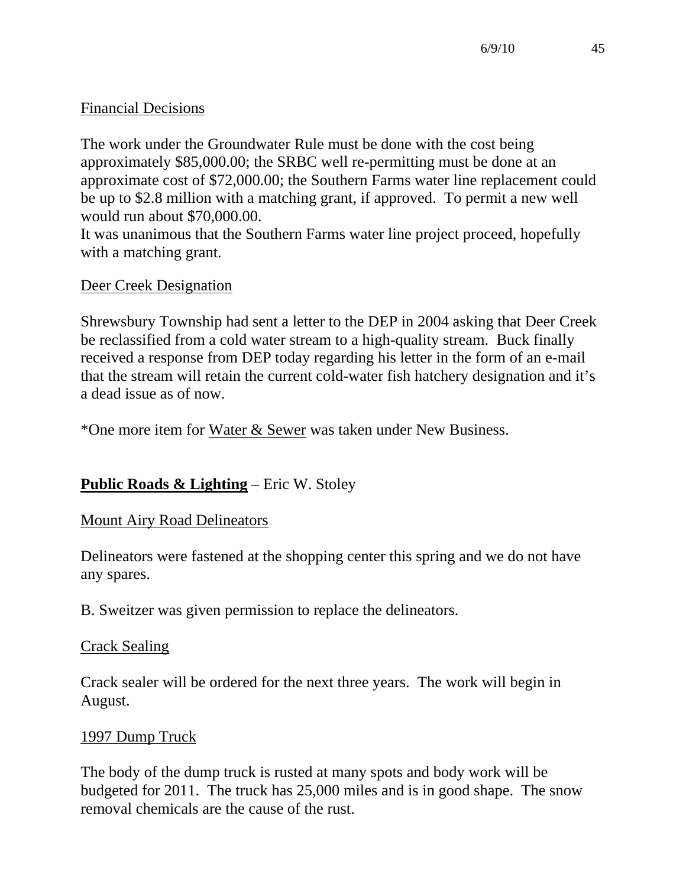Financial Decisions

The work under the Groundwater Rule must be done with the cost being approximately $85,000.00; the SRBC well re-permitting must be done at an approximate cost of $72,000.00; the Southern Farms water line replacement could be up to $2.8 million with a matching grant, if approved. To permit a new well would run about $70,000.00.
It was unanimous that the Southern Farms water line project proceed, hopefully with a matching grant.

Deer Creek Designation

Shrewsbury Township had sent a letter to the DEP in 2004 asking that Deer Creek be reclassified from a cold water stream to a high-quality stream. Buck finally received a response from DEP today regarding his letter in the form of an e-mail that the stream will retain the current cold-water fish hatchery designation and it's a dead issue as of now.

*One more item for Water & Sewer was taken under New Business.

**Public Roads & Lighting** – Eric W. Stoley

Mount Airy Road Delineators

Delineators were fastened at the shopping center this spring and we do not have any spares.

B. Sweitzer was given permission to replace the delineators.

Crack Sealing

Crack sealer will be ordered for the next three years. The work will begin in August.

1997 Dump Truck

The body of the dump truck is rusted at many spots and body work will be budgeted for 2011. The truck has 25,000 miles and is in good shape. The snow removal chemicals are the cause of the rust.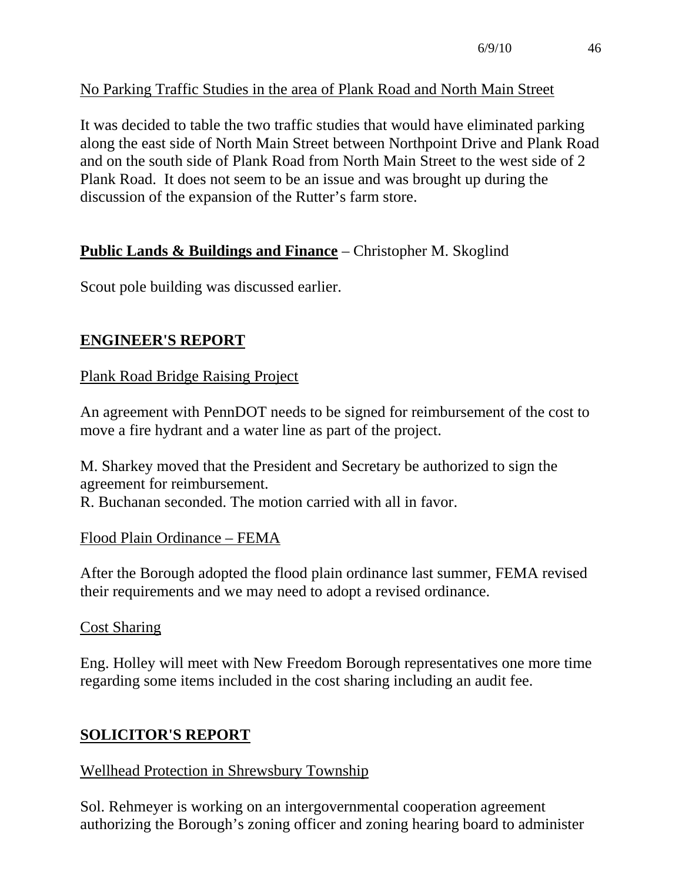No Parking Traffic Studies in the area of Plank Road and North Main Street

It was decided to table the two traffic studies that would have eliminated parking along the east side of North Main Street between Northpoint Drive and Plank Road and on the south side of Plank Road from North Main Street to the west side of 2 Plank Road. It does not seem to be an issue and was brought up during the discussion of the expansion of the Rutter's farm store.

**Public Lands & Buildings and Finance** – Christopher M. Skoglind

Scout pole building was discussed earlier.

## ENGINEER'S REPORT

Plank Road Bridge Raising Project

An agreement with PennDOT needs to be signed for reimbursement of the cost to move a fire hydrant and a water line as part of the project.

M. Sharkey moved that the President and Secretary be authorized to sign the agreement for reimbursement.
R. Buchanan seconded. The motion carried with all in favor.

Flood Plain Ordinance – FEMA

After the Borough adopted the flood plain ordinance last summer, FEMA revised their requirements and we may need to adopt a revised ordinance.

Cost Sharing

Eng. Holley will meet with New Freedom Borough representatives one more time regarding some items included in the cost sharing including an audit fee.

## SOLICITOR'S REPORT

Wellhead Protection in Shrewsbury Township

Sol. Rehmeyer is working on an intergovernmental cooperation agreement authorizing the Borough's zoning officer and zoning hearing board to administer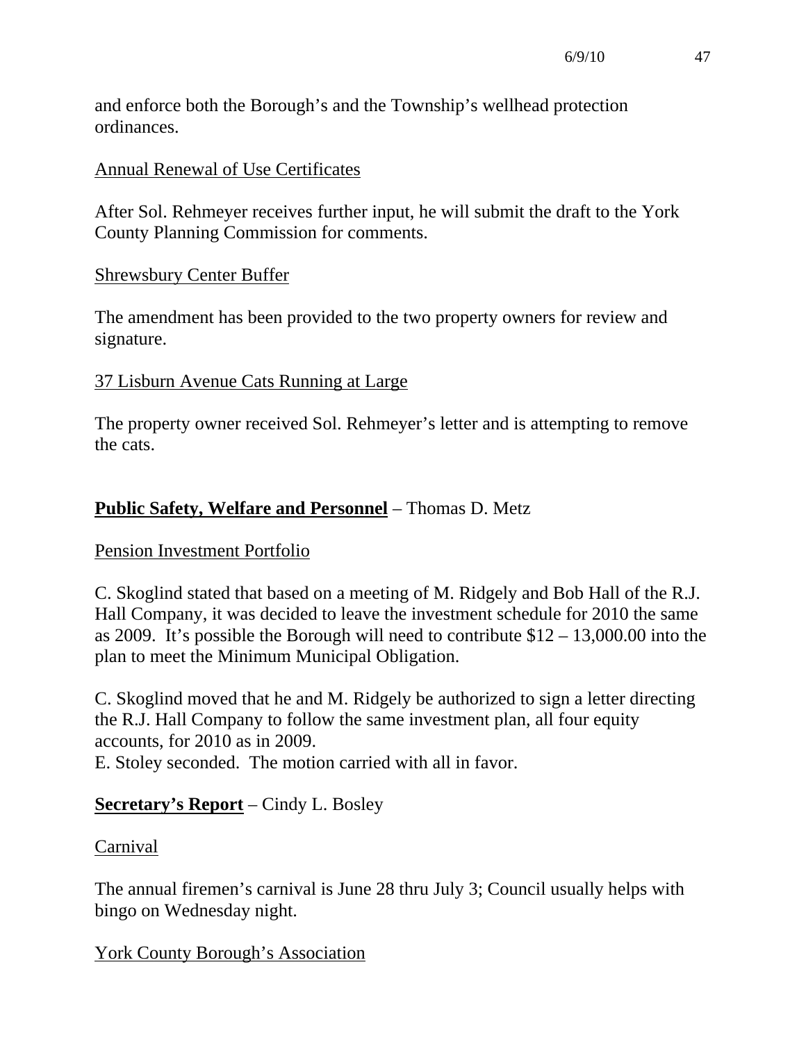and enforce both the Borough's and the Township's wellhead protection ordinances.

Annual Renewal of Use Certificates

After Sol. Rehmeyer receives further input, he will submit the draft to the York County Planning Commission for comments.

Shrewsbury Center Buffer

The amendment has been provided to the two property owners for review and signature.

37 Lisburn Avenue Cats Running at Large

The property owner received Sol. Rehmeyer's letter and is attempting to remove the cats.

## **Public Safety, Welfare and Personnel** – Thomas D. Metz

Pension Investment Portfolio

C. Skoglind stated that based on a meeting of M. Ridgely and Bob Hall of the R.J. Hall Company, it was decided to leave the investment schedule for 2010 the same as 2009. It's possible the Borough will need to contribute $12 – 13,000.00 into the plan to meet the Minimum Municipal Obligation.

C. Skoglind moved that he and M. Ridgely be authorized to sign a letter directing the R.J. Hall Company to follow the same investment plan, all four equity accounts, for 2010 as in 2009.
E. Stoley seconded. The motion carried with all in favor.

## **Secretary's Report** – Cindy L. Bosley

Carnival

The annual firemen's carnival is June 28 thru July 3; Council usually helps with bingo on Wednesday night.

York County Borough's Association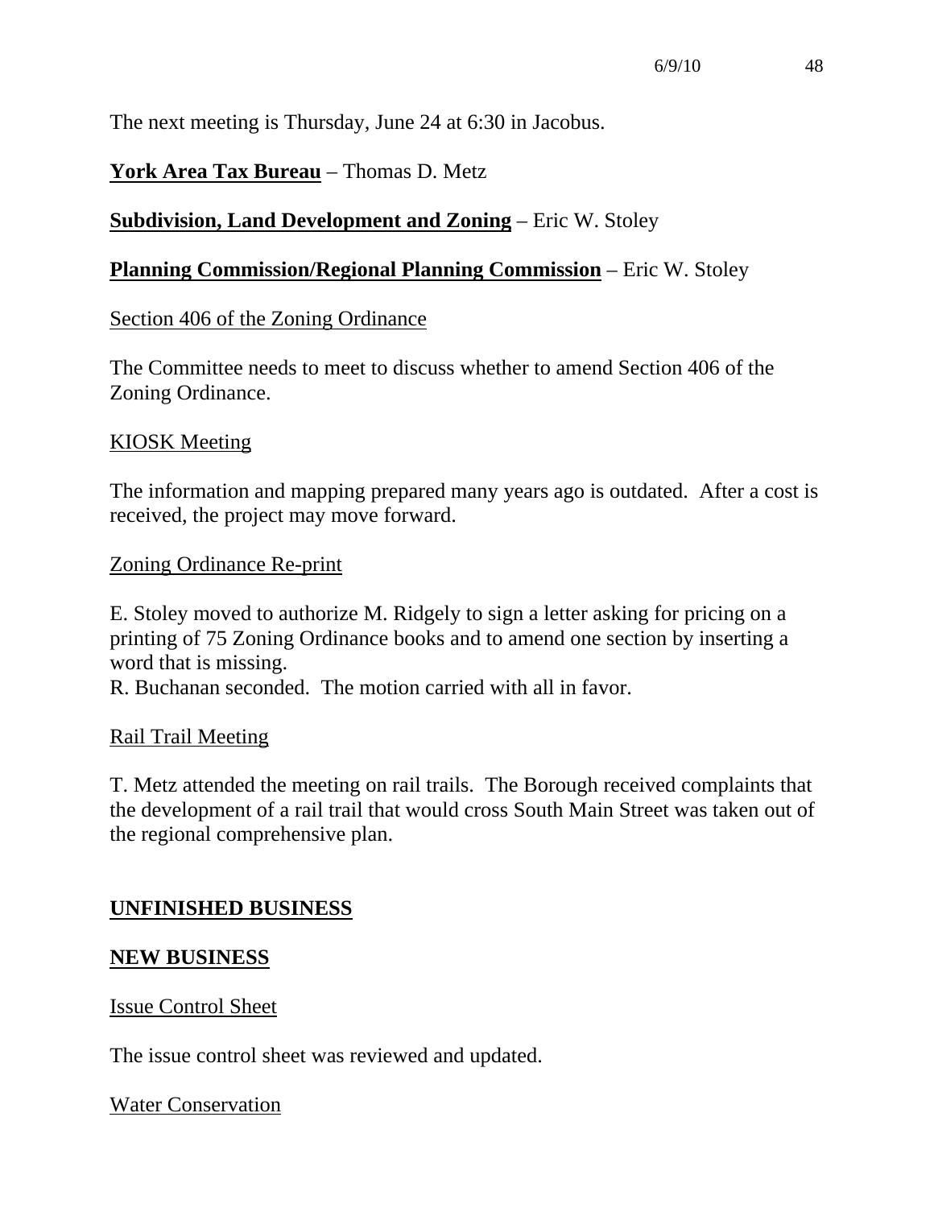The next meeting is Thursday, June 24 at 6:30 in Jacobus.

**York Area Tax Bureau** – Thomas D. Metz

**Subdivision, Land Development and Zoning** – Eric W. Stoley

**Planning Commission/Regional Planning Commission** – Eric W. Stoley

Section 406 of the Zoning Ordinance

The Committee needs to meet to discuss whether to amend Section 406 of the Zoning Ordinance.

KIOSK Meeting

The information and mapping prepared many years ago is outdated. After a cost is received, the project may move forward.

Zoning Ordinance Re-print

E. Stoley moved to authorize M. Ridgely to sign a letter asking for pricing on a printing of 75 Zoning Ordinance books and to amend one section by inserting a word that is missing.
R. Buchanan seconded. The motion carried with all in favor.

Rail Trail Meeting

T. Metz attended the meeting on rail trails. The Borough received complaints that the development of a rail trail that would cross South Main Street was taken out of the regional comprehensive plan.

## UNFINISHED BUSINESS

## NEW BUSINESS

Issue Control Sheet

The issue control sheet was reviewed and updated.

Water Conservation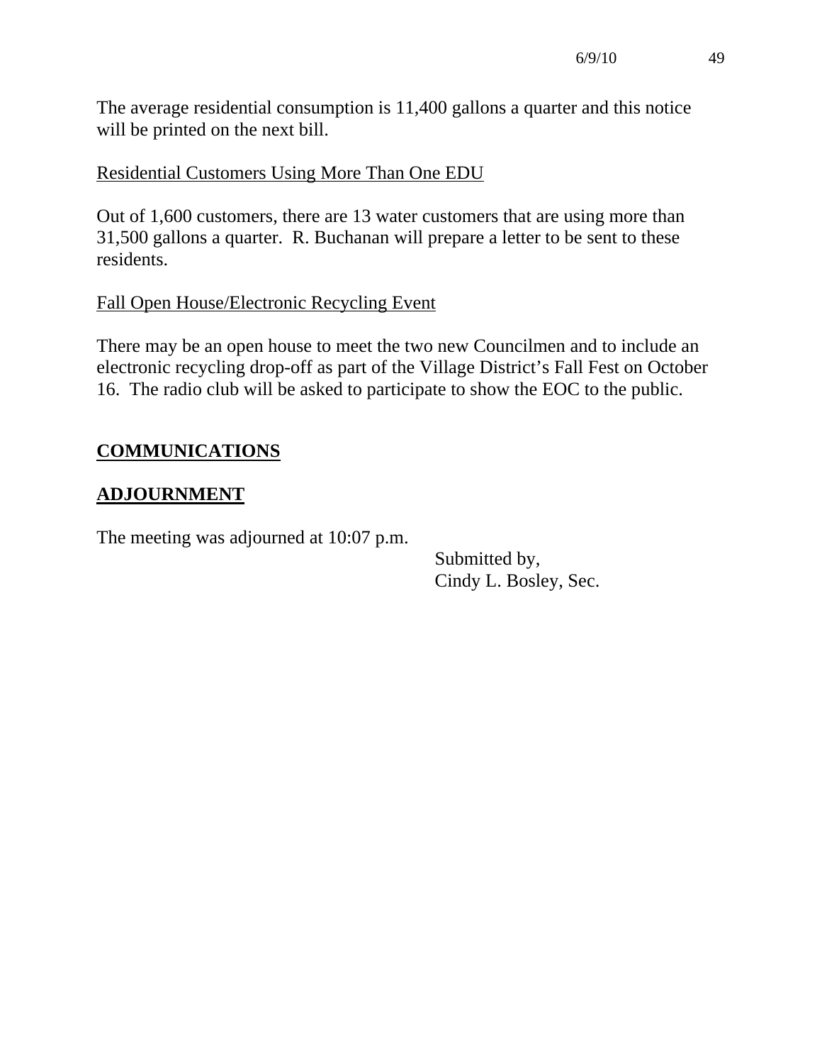The average residential consumption is 11,400 gallons a quarter and this notice will be printed on the next bill.

Residential Customers Using More Than One EDU

Out of 1,600 customers, there are 13 water customers that are using more than 31,500 gallons a quarter. R. Buchanan will prepare a letter to be sent to these residents.

Fall Open House/Electronic Recycling Event

There may be an open house to meet the two new Councilmen and to include an electronic recycling drop-off as part of the Village District's Fall Fest on October 16. The radio club will be asked to participate to show the EOC to the public.

## COMMUNICATIONS

## ADJOURNMENT

The meeting was adjourned at 10:07 p.m.

Submitted by,
Cindy L. Bosley, Sec.